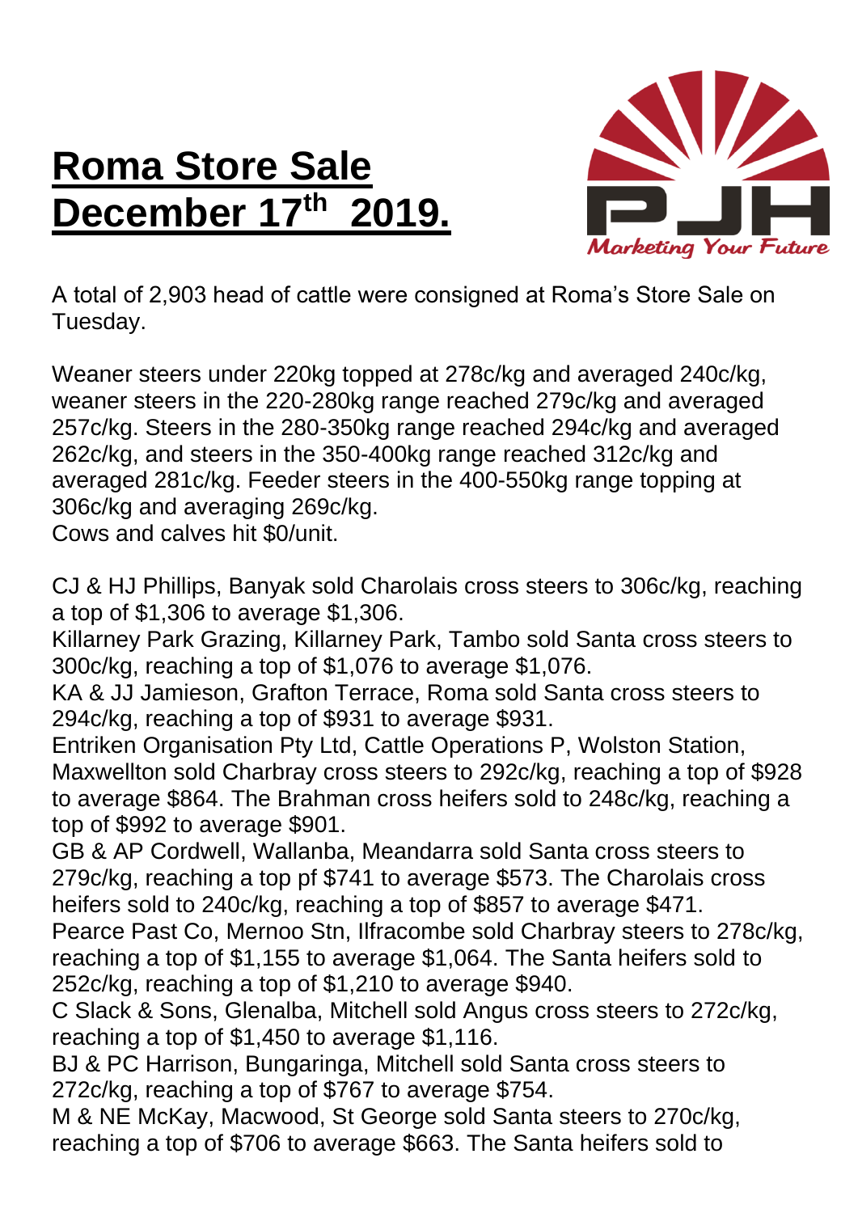# **Roma Store Sale December 17th 2019.**

A total of 2,903 head of cattle were consigned at Roma's Store Sale on Tuesday.

Weaner steers under 220kg topped at 278c/kg and averaged 240c/kg, weaner steers in the 220-280kg range reached 279c/kg and averaged 257c/kg. Steers in the 280-350kg range reached 294c/kg and averaged 262c/kg, and steers in the 350-400kg range reached 312c/kg and averaged 281c/kg. Feeder steers in the 400-550kg range topping at 306c/kg and averaging 269c/kg.
Cows and calves hit $0/unit.

CJ & HJ Phillips, Banyak sold Charolais cross steers to 306c/kg, reaching a top of $1,306 to average $1,306.
Killarney Park Grazing, Killarney Park, Tambo sold Santa cross steers to 300c/kg, reaching a top of $1,076 to average $1,076.
KA & JJ Jamieson, Grafton Terrace, Roma sold Santa cross steers to 294c/kg, reaching a top of $931 to average $931.
Entriken Organisation Pty Ltd, Cattle Operations P, Wolston Station, Maxwellton sold Charbray cross steers to 292c/kg, reaching a top of $928 to average $864. The Brahman cross heifers sold to 248c/kg, reaching a top of $992 to average $901.
GB & AP Cordwell, Wallanba, Meandarra sold Santa cross steers to 279c/kg, reaching a top pf $741 to average $573. The Charolais cross heifers sold to 240c/kg, reaching a top of $857 to average $471.
Pearce Past Co, Mernoo Stn, Ilfracombe sold Charbray steers to 278c/kg, reaching a top of $1,155 to average $1,064. The Santa heifers sold to 252c/kg, reaching a top of $1,210 to average $940.
C Slack & Sons, Glenalba, Mitchell sold Angus cross steers to 272c/kg, reaching a top of $1,450 to average $1,116.
BJ & PC Harrison, Bungaringa, Mitchell sold Santa cross steers to 272c/kg, reaching a top of $767 to average $754.
M & NE McKay, Macwood, St George sold Santa steers to 270c/kg, reaching a top of $706 to average $663. The Santa heifers sold to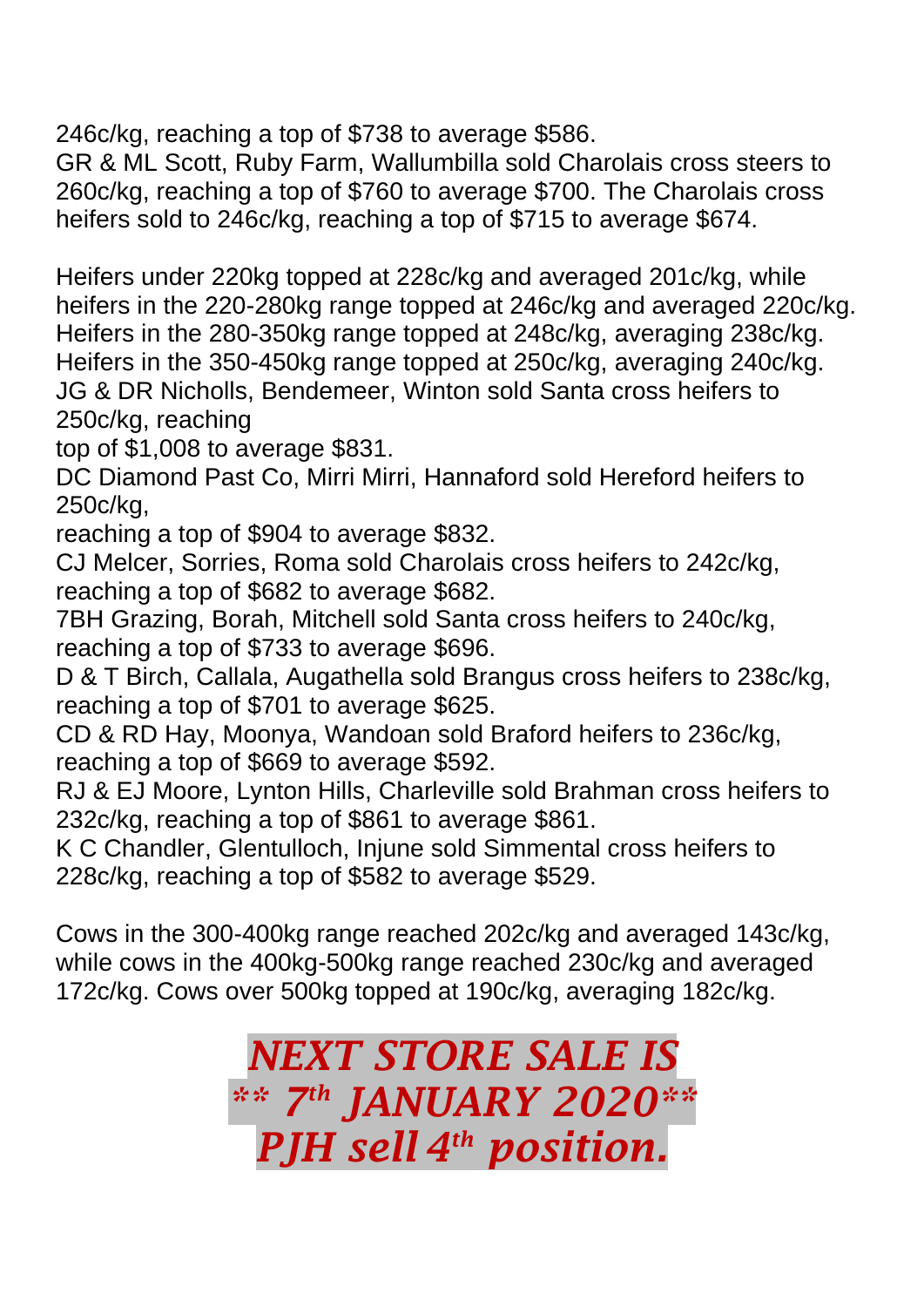246c/kg, reaching a top of $738 to average $586.
GR & ML Scott, Ruby Farm, Wallumbilla sold Charolais cross steers to 260c/kg, reaching a top of $760 to average $700. The Charolais cross heifers sold to 246c/kg, reaching a top of $715 to average $674.

Heifers under 220kg topped at 228c/kg and averaged 201c/kg, while heifers in the 220-280kg range topped at 246c/kg and averaged 220c/kg. Heifers in the 280-350kg range topped at 248c/kg, averaging 238c/kg. Heifers in the 350-450kg range topped at 250c/kg, averaging 240c/kg.
JG & DR Nicholls, Bendemeer, Winton sold Santa cross heifers to 250c/kg, reaching top of $1,008 to average $831.
DC Diamond Past Co, Mirri Mirri, Hannaford sold Hereford heifers to 250c/kg, reaching a top of $904 to average $832.
CJ Melcer, Sorries, Roma sold Charolais cross heifers to 242c/kg, reaching a top of $682 to average $682.
7BH Grazing, Borah, Mitchell sold Santa cross heifers to 240c/kg, reaching a top of $733 to average $696.
D & T Birch, Callala, Augathella sold Brangus cross heifers to 238c/kg, reaching a top of $701 to average $625.
CD & RD Hay, Moonya, Wandoan sold Braford heifers to 236c/kg, reaching a top of $669 to average $592.
RJ & EJ Moore, Lynton Hills, Charleville sold Brahman cross heifers to 232c/kg, reaching a top of $861 to average $861.
K C Chandler, Glentulloch, Injune sold Simmental cross heifers to 228c/kg, reaching a top of $582 to average $529.

Cows in the 300-400kg range reached 202c/kg and averaged 143c/kg, while cows in the 400kg-500kg range reached 230c/kg and averaged 172c/kg. Cows over 500kg topped at 190c/kg, averaging 182c/kg.

***NEXT STORE SALE IS***
***\*\* 7th JANUARY 2020\*\****
***PJH sell 4th position.***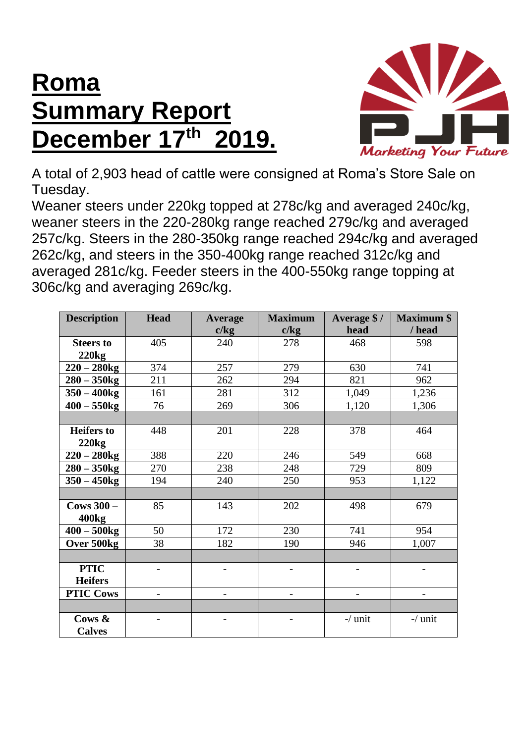# Roma Summary Report December 17th 2019.

A total of 2,903 head of cattle were consigned at Roma's Store Sale on Tuesday.

Weaner steers under 220kg topped at 278c/kg and averaged 240c/kg, weaner steers in the 220-280kg range reached 279c/kg and averaged 257c/kg. Steers in the 280-350kg range reached 294c/kg and averaged 262c/kg, and steers in the 350-400kg range reached 312c/kg and averaged 281c/kg. Feeder steers in the 400-550kg range topping at 306c/kg and averaging 269c/kg.

| Description | Head | Average c/kg | Maximum c/kg | Average $ / head | Maximum $ / head |
|---|---|---|---|---|---|
| **Steers to 220kg** | 405 | 240 | 278 | 468 | 598 |
| **220 – 280kg** | 374 | 257 | 279 | 630 | 741 |
| **280 – 350kg** | 211 | 262 | 294 | 821 | 962 |
| **350 – 400kg** | 161 | 281 | 312 | 1,049 | 1,236 |
| **400 – 550kg** | 76 | 269 | 306 | 1,120 | 1,306 |
| | | | | | |
| **Heifers to 220kg** | 448 | 201 | 228 | 378 | 464 |
| **220 – 280kg** | 388 | 220 | 246 | 549 | 668 |
| **280 – 350kg** | 270 | 238 | 248 | 729 | 809 |
| **350 – 450kg** | 194 | 240 | 250 | 953 | 1,122 |
| | | | | | |
| **Cows 300 – 400kg** | 85 | 143 | 202 | 498 | 679 |
| **400 – 500kg** | 50 | 172 | 230 | 741 | 954 |
| **Over 500kg** | 38 | 182 | 190 | 946 | 1,007 |
| | | | | | |
| **PTIC Heifers** | - | - | - | - | - |
| **PTIC Cows** | - | - | - | - | - |
| | | | | | |
| **Cows & Calves** | - | - | - | -/ unit | -/ unit |